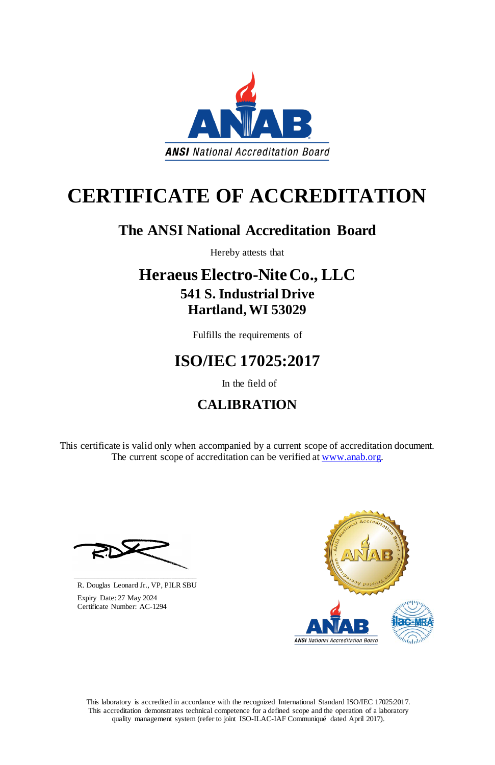ANAB

ANSI National Accreditation Board

# CERTIFICATE OF ACCREDITATION

## The ANSI National Accreditation Board

Hereby attests that

## Heraeus Electro-Nite Co., LLC
### 541 S. Industrial Drive
### Hartland, WI 53029

Fulfills the requirements of

## ISO/IEC 17025:2017

In the field of

## CALIBRATION

This certificate is valid only when accompanied by a current scope of accreditation document.
The current scope of accreditation can be verified at www.anab.org.

R. Douglas Leonard Jr., VP, PILR SBU

Expiry Date: 27 May 2024
Certificate Number: AC-1294

This laboratory is accredited in accordance with the recognized International Standard ISO/IEC 17025:2017.
This accreditation demonstrates technical competence for a defined scope and the operation of a laboratory quality management system (refer to joint ISO-ILAC-IAF Communiqué dated April 2017).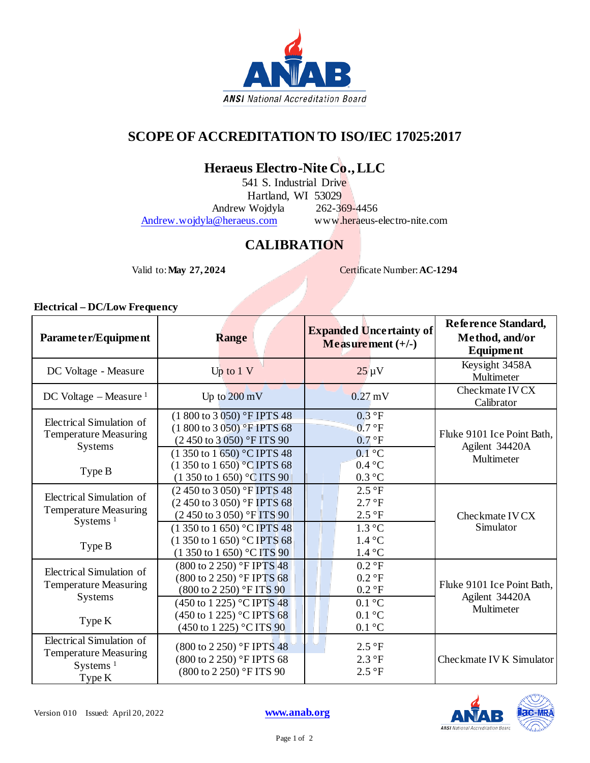# SCOPE OF ACCREDITATION TO ISO/IEC 17025:2017

## Heraeus Electro-Nite Co., LLC

541 S. Industrial Drive
Hartland, WI 53029
Andrew Wojdyla 262-369-4456
Andrew.wojdyla@heraeus.com www.heraeus-electro-nite.com

## CALIBRATION

Valid to: **May 27, 2024** Certificate Number: **AC-1294**

**Electrical – DC/Low Frequency**

| Parameter/Equipment | Range | Expanded Uncertainty of Measurement (+/-) | Reference Standard, Method, and/or Equipment |
|---|---|---|---|
| DC Voltage - Measure | Up to 1 V | 25 µV | Keysight 3458A Multimeter |
| DC Voltage – Measure [1] | Up to 200 mV | 0.27 mV | Checkmate IV CX Calibrator |
| Electrical Simulation of Temperature Measuring Systems<br><br>Type B | (1 800 to 3 050) °F IPTS 48<br>(1 800 to 3 050) °F IPTS 68<br>(2 450 to 3 050) °F ITS 90 | 0.3 °F<br>0.7 °F<br>0.7 °F | Fluke 9101 Ice Point Bath, Agilent 34420A Multimeter |
| | (1 350 to 1 650) °C IPTS 48<br>(1 350 to 1 650) °C IPTS 68<br>(1 350 to 1 650) °C ITS 90 | 0.1 °C<br>0.4 °C<br>0.3 °C | |
| Electrical Simulation of Temperature Measuring Systems [1]<br><br>Type B | (2 450 to 3 050) °F IPTS 48<br>(2 450 to 3 050) °F IPTS 68<br>(2 450 to 3 050) °F ITS 90 | 2.5 °F<br>2.7 °F<br>2.5 °F | Checkmate IV CX Simulator |
| | (1 350 to 1 650) °C IPTS 48<br>(1 350 to 1 650) °C IPTS 68<br>(1 350 to 1 650) °C ITS 90 | 1.3 °C<br>1.4 °C<br>1.4 °C | |
| Electrical Simulation of Temperature Measuring Systems<br><br>Type K | (800 to 2 250) °F IPTS 48<br>(800 to 2 250) °F IPTS 68<br>(800 to 2 250) °F ITS 90 | 0.2 °F<br>0.2 °F<br>0.2 °F | Fluke 9101 Ice Point Bath, Agilent 34420A Multimeter |
| | (450 to 1 225) °C IPTS 48<br>(450 to 1 225) °C IPTS 68<br>(450 to 1 225) °C ITS 90 | 0.1 °C<br>0.1 °C<br>0.1 °C | |
| Electrical Simulation of Temperature Measuring Systems [1]<br>Type K | (800 to 2 250) °F IPTS 48<br>(800 to 2 250) °F IPTS 68<br>(800 to 2 250) °F ITS 90 | 2.5 °F<br>2.3 °F<br>2.5 °F | Checkmate IV K Simulator |

Version 010 Issued: April 20, 2022 www.anab.org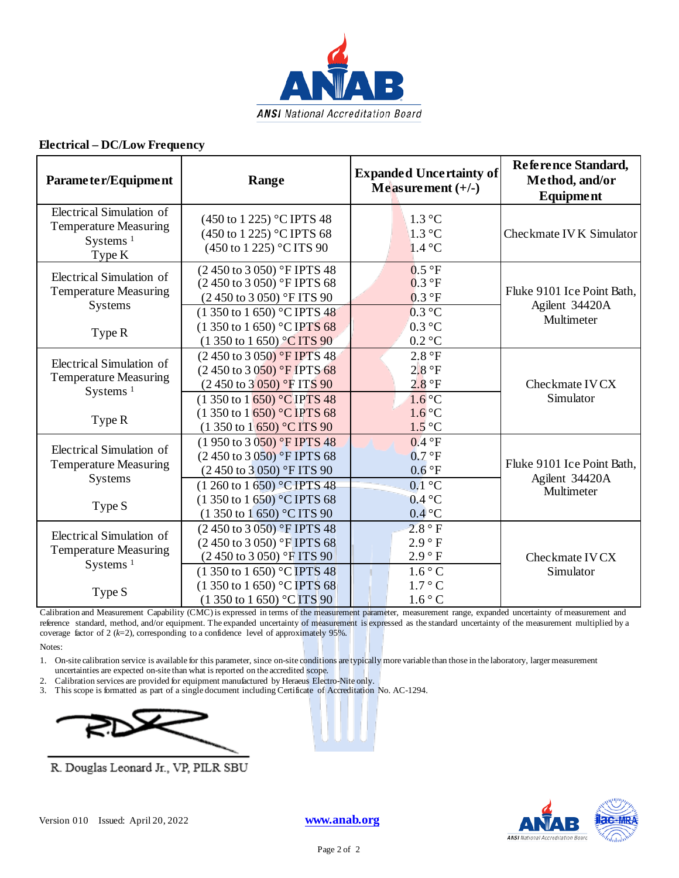**Electrical – DC/Low Frequency**

| Parameter/Equipment | Range | Expanded Uncertainty of Measurement (+/-) | Reference Standard, Method, and/or Equipment |
|---|---|---|---|
| Electrical Simulation of Temperature Measuring Systems [1] Type K | (450 to 1 225) °C IPTS 48<br>(450 to 1 225) °C IPTS 68<br>(450 to 1 225) °C ITS 90 | 1.3 °C<br>1.3 °C<br>1.4 °C | Checkmate IV K Simulator |
| Electrical Simulation of Temperature Measuring Systems<br><br>Type R | (2 450 to 3 050) °F IPTS 48<br>(2 450 to 3 050) °F IPTS 68<br>(2 450 to 3 050) °F ITS 90 | 0.5 °F<br>0.3 °F<br>0.3 °F | Fluke 9101 Ice Point Bath, Agilent 34420A Multimeter |
| | (1 350 to 1 650) °C IPTS 48<br>(1 350 to 1 650) °C IPTS 68<br>(1 350 to 1 650) °C ITS 90 | 0.3 °C<br>0.3 °C<br>0.2 °C | |
| Electrical Simulation of Temperature Measuring Systems [1]<br><br>Type R | (2 450 to 3 050) °F IPTS 48<br>(2 450 to 3 050) °F IPTS 68<br>(2 450 to 3 050) °F ITS 90 | 2.8 °F<br>2.8 °F<br>2.8 °F | Checkmate IV CX Simulator |
| | (1 350 to 1 650) °C IPTS 48<br>(1 350 to 1 650) °C IPTS 68<br>(1 350 to 1 650) °C ITS 90 | 1.6 °C<br>1.6 °C<br>1.5 °C | |
| Electrical Simulation of Temperature Measuring Systems<br><br>Type S | (1 950 to 3 050) °F IPTS 48<br>(2 450 to 3 050) °F IPTS 68<br>(2 450 to 3 050) °F ITS 90 | 0.4 °F<br>0.7 °F<br>0.6 °F | Fluke 9101 Ice Point Bath, Agilent 34420A Multimeter |
| | (1 260 to 1 650) °C IPTS 48<br>(1 350 to 1 650) °C IPTS 68<br>(1 350 to 1 650) °C ITS 90 | 0.1 °C<br>0.4 °C<br>0.4 °C | |
| Electrical Simulation of Temperature Measuring Systems [1]<br><br>Type S | (2 450 to 3 050) °F IPTS 48<br>(2 450 to 3 050) °F IPTS 68<br>(2 450 to 3 050) °F ITS 90 | 2.8 ° F<br>2.9 ° F<br>2.9 ° F | Checkmate IV CX Simulator |
| | (1 350 to 1 650) °C IPTS 48<br>(1 350 to 1 650) °C IPTS 68<br>(1 350 to 1 650) °C ITS 90 | 1.6 ° C<br>1.7 ° C<br>1.6 ° C | |

Calibration and Measurement Capability (CMC) is expressed in terms of the measurement parameter, measurement range, expanded uncertainty of measurement and reference standard, method, and/or equipment. The expanded uncertainty of measurement is expressed as the standard uncertainty of the measurement multiplied by a coverage factor of 2 ($k$=2), corresponding to a confidence level of approximately 95%.

Notes:

1. On-site calibration service is available for this parameter, since on-site conditions are typically more variable than those in the laboratory, larger measurement uncertainties are expected on-site than what is reported on the accredited scope.
2. Calibration services are provided for equipment manufactured by Heraeus Electro-Nite only.
3. This scope is formatted as part of a single document including Certificate of Accreditation No. AC-1294.

R. Douglas Leonard Jr., VP, PILR SBU

Version 010 Issued: April 20, 2022

www.anab.org